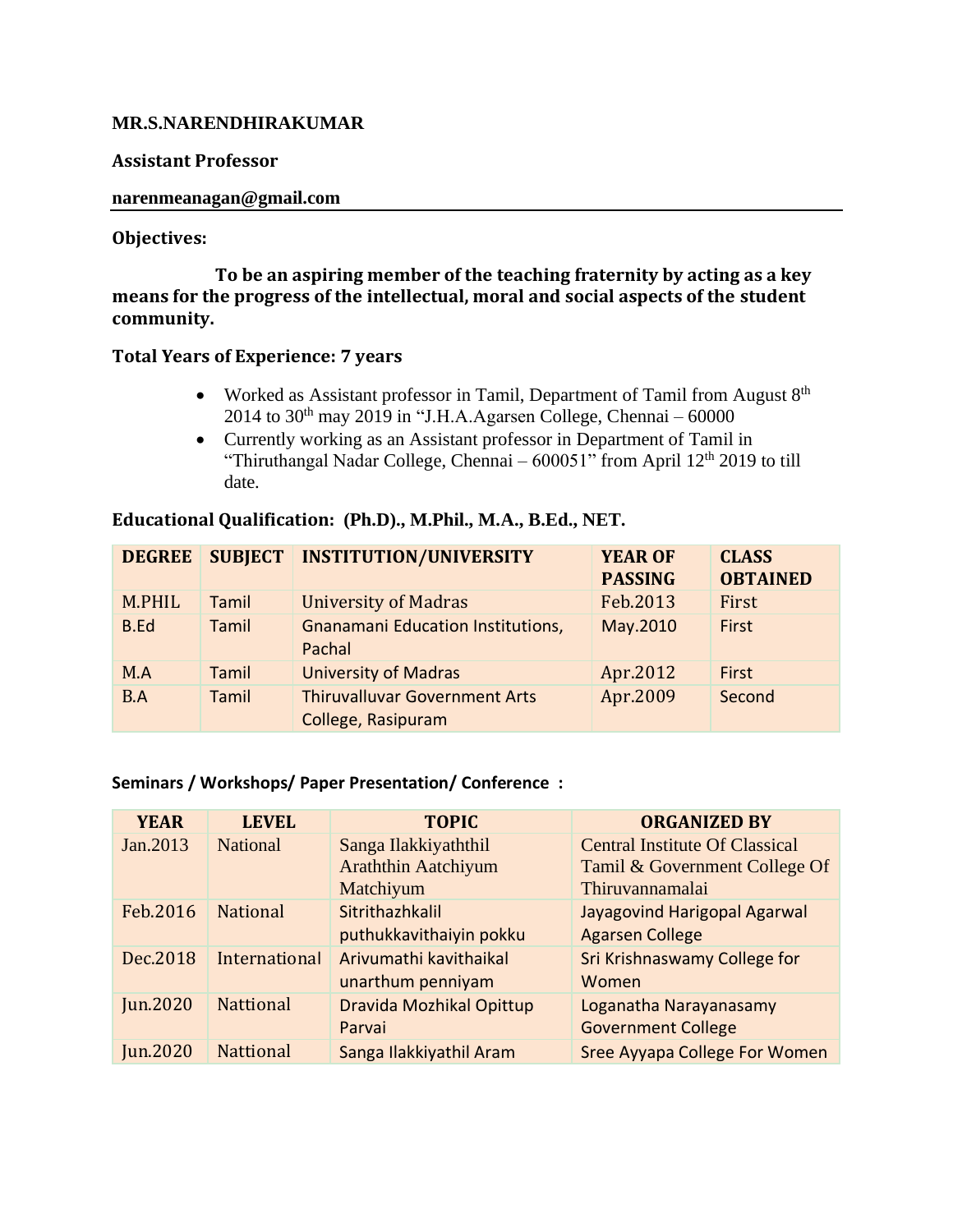**MR.S.NARENDHIRAKUMAR**

**Assistant Professor**

**narenmeanagan@gmail.com**

**Objectives:**

**To be an aspiring member of the teaching fraternity by acting as a key means for the progress of the intellectual, moral and social aspects of the student community.**

**Total Years of Experience: 7 years**

- Worked as Assistant professor in Tamil, Department of Tamil from August 8th 2014 to 30th may 2019 in "J.H.A.Agarsen College, Chennai – 60000
- Currently working as an Assistant professor in Department of Tamil in "Thiruthangal Nadar College, Chennai – 600051" from April 12th 2019 to till date.

**Educational Qualification: (Ph.D)., M.Phil., M.A., B.Ed., NET.**

| DEGREE | SUBJECT | INSTITUTION/UNIVERSITY | YEAR OF PASSING | CLASS OBTAINED |
|---|---|---|---|---|
| M.PHIL | Tamil | University of Madras | Feb.2013 | First |
| B.Ed | Tamil | Gnanamani Education Institutions, Pachal | May.2010 | First |
| M.A | Tamil | University of Madras | Apr.2012 | First |
| B.A | Tamil | Thiruvalluvar Government Arts College, Rasipuram | Apr.2009 | Second |

**Seminars / Workshops/ Paper Presentation/ Conference :**

| YEAR | LEVEL | TOPIC | ORGANIZED BY |
|---|---|---|---|
| Jan.2013 | National | Sanga Ilakkiyaththil Araththin Aatchiyum Matchiyum | Central Institute Of Classical Tamil & Government College Of Thiruvannamalai |
| Feb.2016 | National | Sitrithazhkalil puthukkavithaiyin pokku | Jayagovind Harigopal Agarwal Agarsen College |
| Dec.2018 | International | Arivumathi kavithaikal unarthum penniyam | Sri Krishnaswamy College for Women |
| Jun.2020 | Nattional | Dravida Mozhikal Opittup Parvai | Loganatha Narayanasamy Government College |
| Jun.2020 | Nattional | Sanga Ilakkiyathil Aram | Sree Ayyapa College For Women |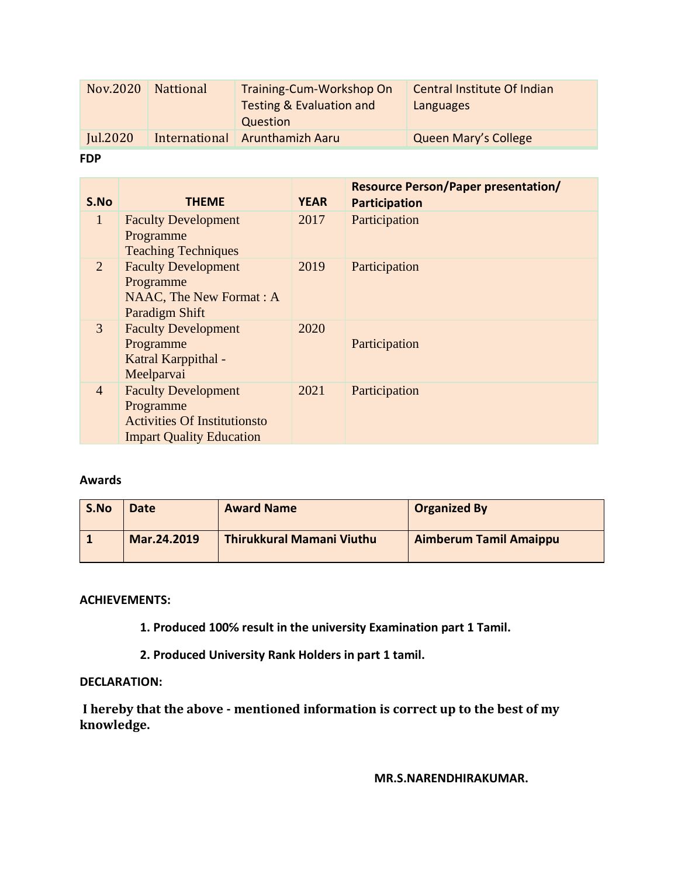| | | | |
|---|---|---|---|
| Nov.2020 | Nattional | Training-Cum-Workshop On Testing & Evaluation and Question | Central Institute Of Indian Languages |
| Jul.2020 | International | Arunthamizh Aaru | Queen Mary's College |

**FDP**

| S.No | THEME | YEAR | Resource Person/Paper presentation/ Participation |
|---|---|---|---|
| 1 | Faculty Development Programme Teaching Techniques | 2017 | Participation |
| 2 | Faculty Development Programme NAAC, The New Format : A Paradigm Shift | 2019 | Participation |
| 3 | Faculty Development Programme Katral Karppithal - Meelparvai | 2020 | Participation |
| 4 | Faculty Development Programme Activities Of Institutionsto Impart Quality Education | 2021 | Participation |

**Awards**

| S.No | Date | Award Name | Organized By |
|---|---|---|---|
| **1** | **Mar.24.2019** | **Thirukkural Mamani Viuthu** | **Aimberum Tamil Amaippu** |

**ACHIEVEMENTS:**

1. **Produced 100% result in the university Examination part 1 Tamil.**
2. **Produced University Rank Holders in part 1 tamil.**

**DECLARATION:**

**I hereby that the above - mentioned information is correct up to the best of my knowledge.**

**MR.S.NARENDHIRAKUMAR.**